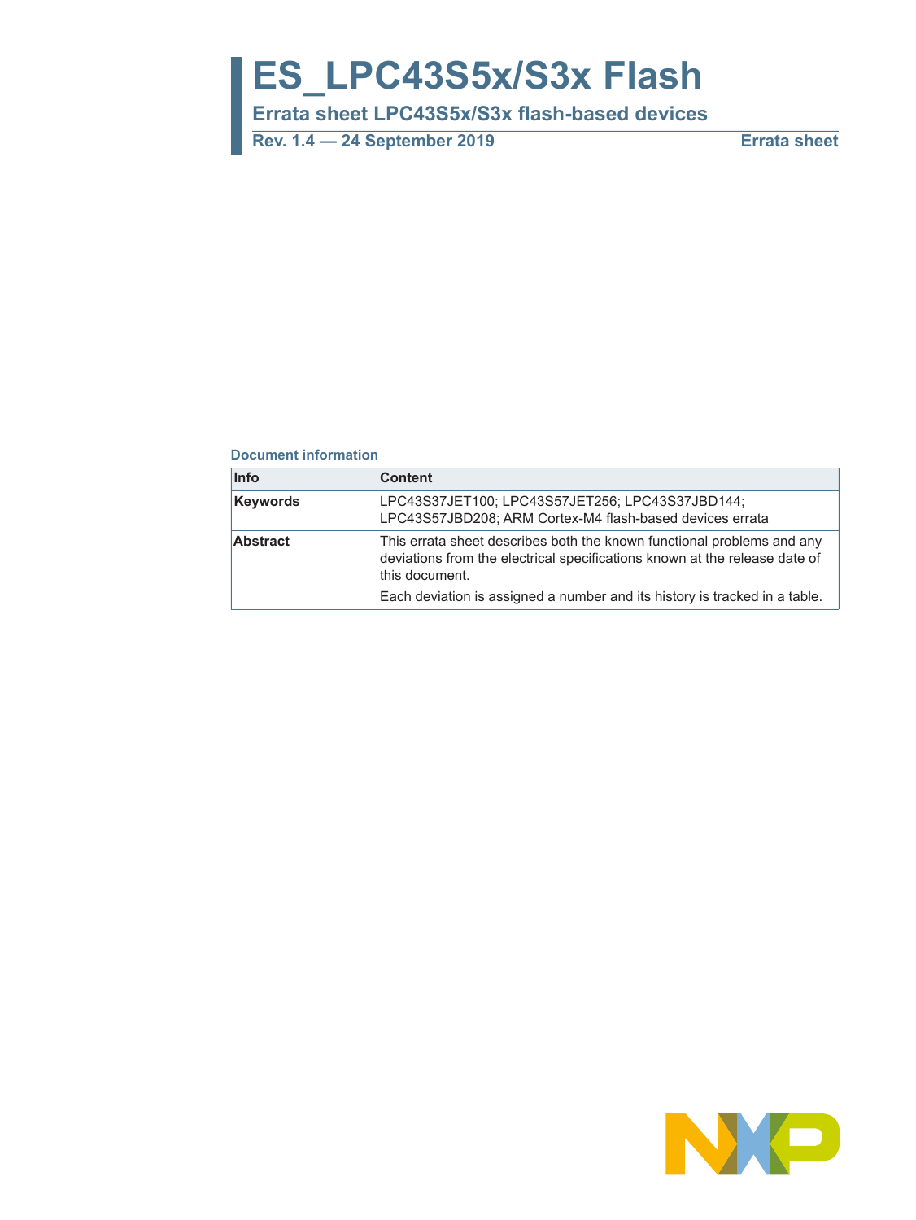# ES_LPC43S5x/S3x Flash

## Errata sheet LPC43S5x/S3x flash-based devices

**Rev. 1.4 — 24 September 2019** **Errata sheet**

**Document information**

| Info | Content |
| --- | --- |
| **Keywords** | LPC43S37JET100; LPC43S57JET256; LPC43S37JBD144; LPC43S57JBD208; ARM Cortex-M4 flash-based devices errata |
| **Abstract** | This errata sheet describes both the known functional problems and any deviations from the electrical specifications known at the release date of this document. Each deviation is assigned a number and its history is tracked in a table. |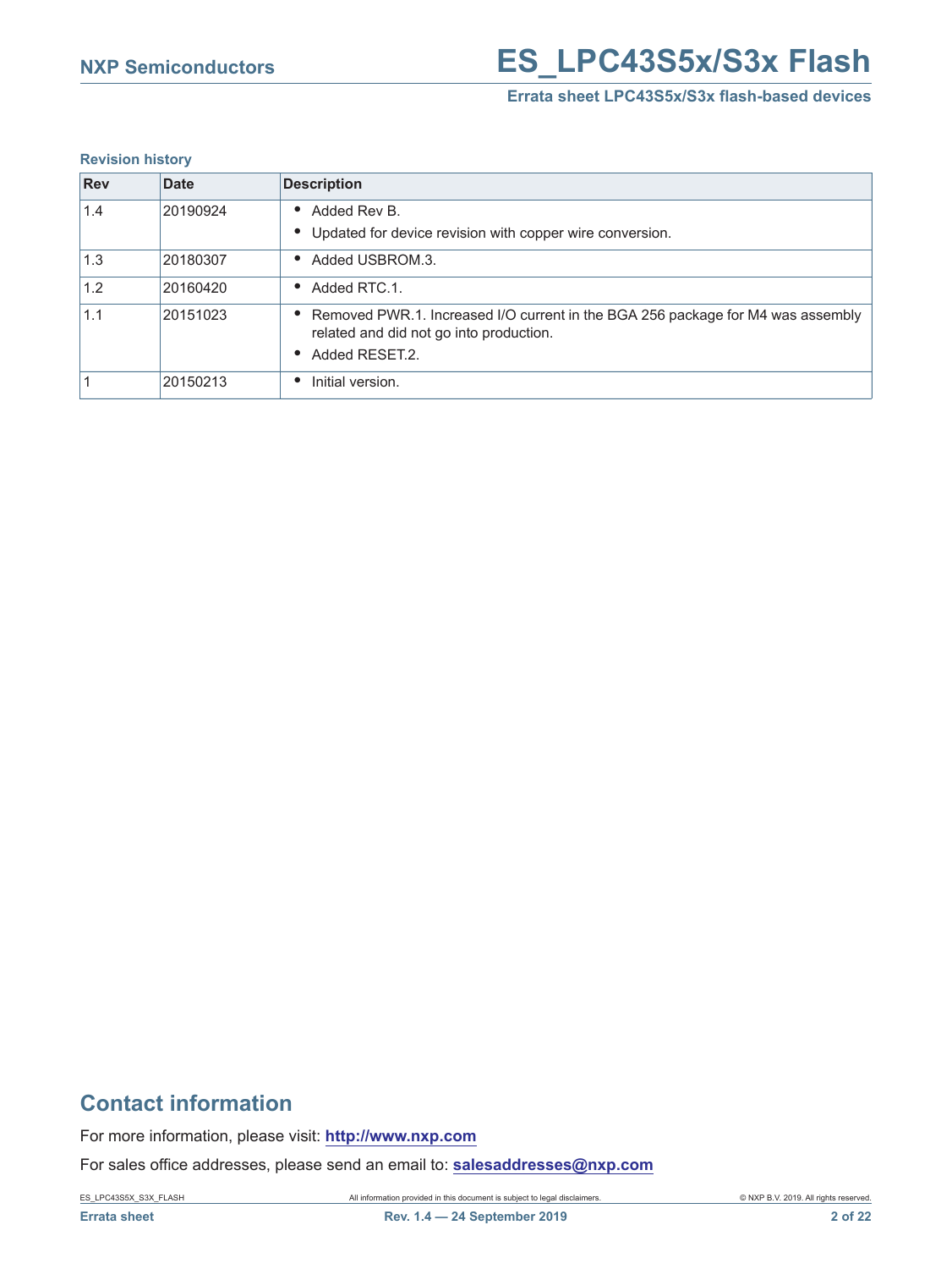**Revision history**

| Rev | Date | Description |
|---|---|---|
| 1.4 | 20190924 | • Added Rev B.<br>• Updated for device revision with copper wire conversion. |
| 1.3 | 20180307 | • Added USBROM.3. |
| 1.2 | 20160420 | • Added RTC.1. |
| 1.1 | 20151023 | • Removed PWR.1. Increased I/O current in the BGA 256 package for M4 was assembly related and did not go into production.<br>• Added RESET.2. |
| 1 | 20150213 | • Initial version. |

## Contact information

For more information, please visit: **http://www.nxp.com**

For sales office addresses, please send an email to: **salesaddresses@nxp.com**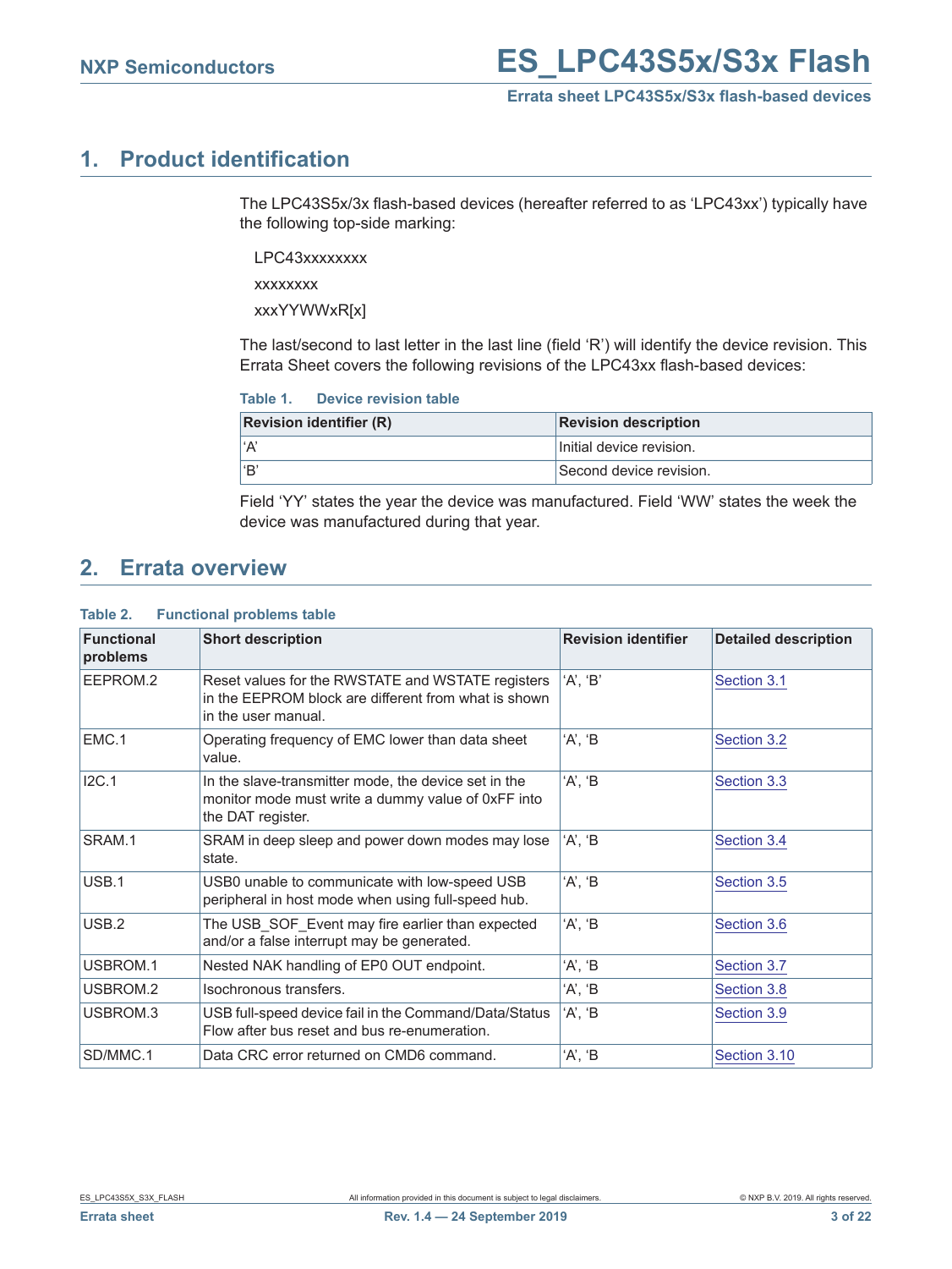## 1. Product identification

The LPC43S5x/3x flash-based devices (hereafter referred to as 'LPC43xx') typically have the following top-side marking:

LPC43xxxxxxxx

xxxxxxxx

xxxYYWWxR[x]

The last/second to last letter in the last line (field 'R') will identify the device revision. This Errata Sheet covers the following revisions of the LPC43xx flash-based devices:

**Table 1. Device revision table**

| Revision identifier (R) | Revision description |
|---|---|
| 'A' | Initial device revision. |
| 'B' | Second device revision. |

Field 'YY' states the year the device was manufactured. Field 'WW' states the week the device was manufactured during that year.

## 2. Errata overview

**Table 2. Functional problems table**

| Functional problems | Short description | Revision identifier | Detailed description |
|---|---|---|---|
| EEPROM.2 | Reset values for the RWSTATE and WSTATE registers in the EEPROM block are different from what is shown in the user manual. | 'A', 'B' | Section 3.1 |
| EMC.1 | Operating frequency of EMC lower than data sheet value. | 'A', 'B | Section 3.2 |
| I2C.1 | In the slave-transmitter mode, the device set in the monitor mode must write a dummy value of 0xFF into the DAT register. | 'A', 'B | Section 3.3 |
| SRAM.1 | SRAM in deep sleep and power down modes may lose state. | 'A', 'B | Section 3.4 |
| USB.1 | USB0 unable to communicate with low-speed USB peripheral in host mode when using full-speed hub. | 'A', 'B | Section 3.5 |
| USB.2 | The USB_SOF_Event may fire earlier than expected and/or a false interrupt may be generated. | 'A', 'B | Section 3.6 |
| USBROM.1 | Nested NAK handling of EP0 OUT endpoint. | 'A', 'B | Section 3.7 |
| USBROM.2 | Isochronous transfers. | 'A', 'B | Section 3.8 |
| USBROM.3 | USB full-speed device fail in the Command/Data/Status Flow after bus reset and bus re-enumeration. | 'A', 'B | Section 3.9 |
| SD/MMC.1 | Data CRC error returned on CMD6 command. | 'A', 'B | Section 3.10 |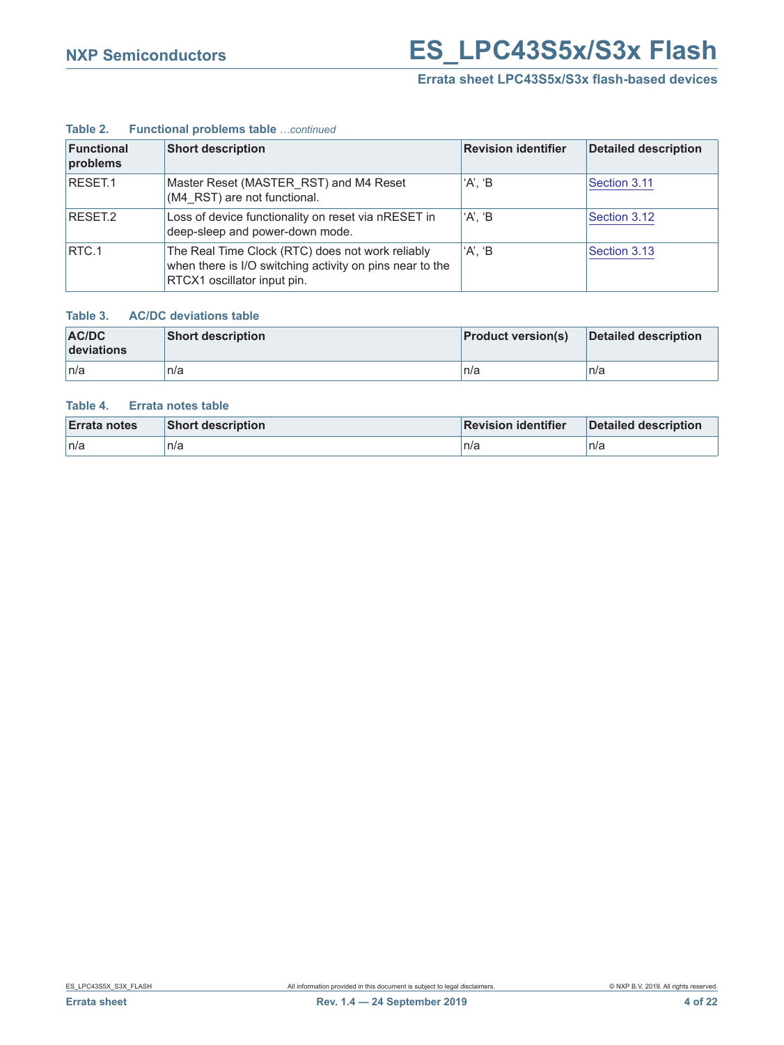**Table 2. Functional problems table** *…continued*

| Functional problems | Short description | Revision identifier | Detailed description |
| --- | --- | --- | --- |
| RESET.1 | Master Reset (MASTER_RST) and M4 Reset (M4_RST) are not functional. | ‘A’, ‘B | Section 3.11 |
| RESET.2 | Loss of device functionality on reset via nRESET in deep-sleep and power-down mode. | ‘A’, ‘B | Section 3.12 |
| RTC.1 | The Real Time Clock (RTC) does not work reliably when there is I/O switching activity on pins near to the RTCX1 oscillator input pin. | ‘A’, ‘B | Section 3.13 |

**Table 3. AC/DC deviations table**

| AC/DC deviations | Short description | Product version(s) | Detailed description |
| --- | --- | --- | --- |
| n/a | n/a | n/a | n/a |

**Table 4. Errata notes table**

| Errata notes | Short description | Revision identifier | Detailed description |
| --- | --- | --- | --- |
| n/a | n/a | n/a | n/a |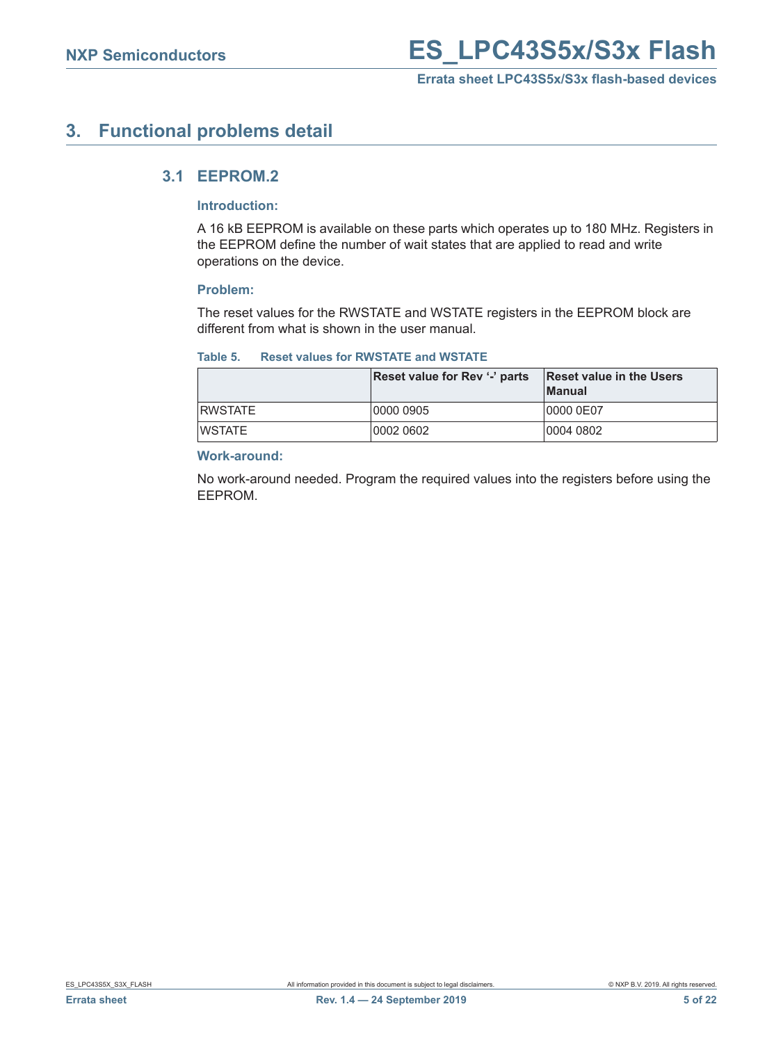## 3. Functional problems detail

### 3.1 EEPROM.2

#### Introduction:

A 16 kB EEPROM is available on these parts which operates up to 180 MHz. Registers in the EEPROM define the number of wait states that are applied to read and write operations on the device.

#### Problem:

The reset values for the RWSTATE and WSTATE registers in the EEPROM block are different from what is shown in the user manual.

**Table 5. Reset values for RWSTATE and WSTATE**

| | Reset value for Rev '-' parts | Reset value in the Users Manual |
|---|---|---|
| RWSTATE | 0000 0905 | 0000 0E07 |
| WSTATE | 0002 0602 | 0004 0802 |

#### Work-around:

No work-around needed. Program the required values into the registers before using the EEPROM.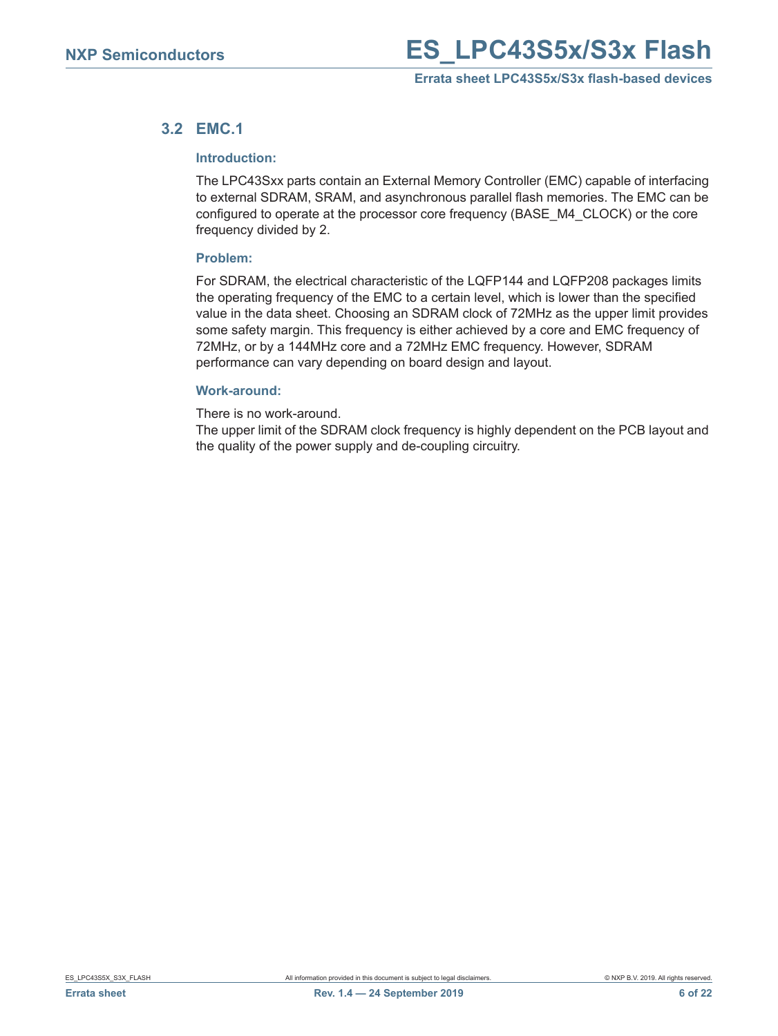## 3.2 EMC.1

### Introduction:

The LPC43Sxx parts contain an External Memory Controller (EMC) capable of interfacing to external SDRAM, SRAM, and asynchronous parallel flash memories. The EMC can be configured to operate at the processor core frequency (BASE_M4_CLOCK) or the core frequency divided by 2.

### Problem:

For SDRAM, the electrical characteristic of the LQFP144 and LQFP208 packages limits the operating frequency of the EMC to a certain level, which is lower than the specified value in the data sheet. Choosing an SDRAM clock of 72MHz as the upper limit provides some safety margin. This frequency is either achieved by a core and EMC frequency of 72MHz, or by a 144MHz core and a 72MHz EMC frequency. However, SDRAM performance can vary depending on board design and layout.

### Work-around:

There is no work-around.
The upper limit of the SDRAM clock frequency is highly dependent on the PCB layout and the quality of the power supply and de-coupling circuitry.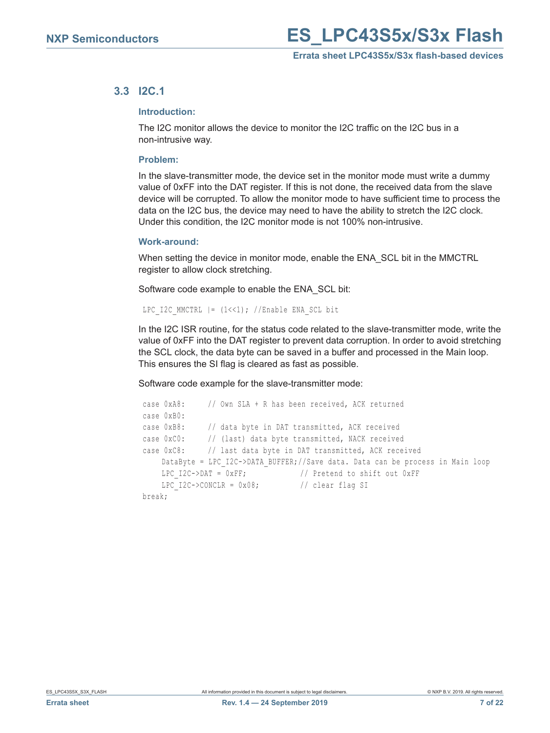### 3.3 I2C.1

#### Introduction:

The I2C monitor allows the device to monitor the I2C traffic on the I2C bus in a non-intrusive way.

#### Problem:

In the slave-transmitter mode, the device set in the monitor mode must write a dummy value of 0xFF into the DAT register. If this is not done, the received data from the slave device will be corrupted. To allow the monitor mode to have sufficient time to process the data on the I2C bus, the device may need to have the ability to stretch the I2C clock. Under this condition, the I2C monitor mode is not 100% non-intrusive.

#### Work-around:

When setting the device in monitor mode, enable the ENA_SCL bit in the MMCTRL register to allow clock stretching.

Software code example to enable the ENA_SCL bit:

```
LPC_I2C_MMCTRL |= (1<<1); //Enable ENA_SCL bit
```

In the I2C ISR routine, for the status code related to the slave-transmitter mode, write the value of 0xFF into the DAT register to prevent data corruption. In order to avoid stretching the SCL clock, the data byte can be saved in a buffer and processed in the Main loop. This ensures the SI flag is cleared as fast as possible.

Software code example for the slave-transmitter mode:

```
case 0xA8:     // Own SLA + R has been received, ACK returned
case 0xB0:
case 0xB8:     // data byte in DAT transmitted, ACK received
case 0xC0:     // (last) data byte transmitted, NACK received
case 0xC8:     // last data byte in DAT transmitted, ACK received
    DataByte = LPC_I2C->DATA_BUFFER;//Save data. Data can be process in Main loop
    LPC_I2C->DAT = 0xFF;            // Pretend to shift out 0xFF
    LPC_I2C->CONCLR = 0x08;         // clear flag SI
break;
```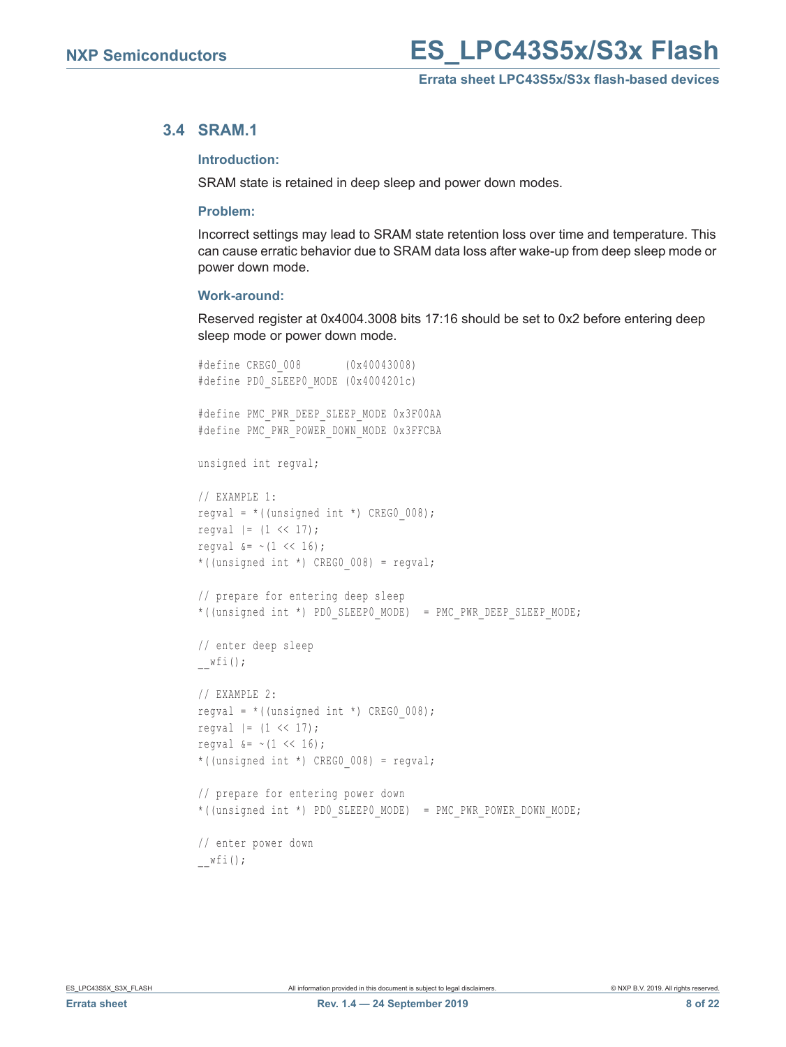## 3.4 SRAM.1

### Introduction:

SRAM state is retained in deep sleep and power down modes.

### Problem:

Incorrect settings may lead to SRAM state retention loss over time and temperature. This can cause erratic behavior due to SRAM data loss after wake-up from deep sleep mode or power down mode.

### Work-around:

Reserved register at 0x4004.3008 bits 17:16 should be set to 0x2 before entering deep sleep mode or power down mode.

```
#define CREG0_008       (0x40043008)
#define PD0_SLEEP0_MODE (0x4004201c)

#define PMC_PWR_DEEP_SLEEP_MODE 0x3F00AA
#define PMC_PWR_POWER_DOWN_MODE 0x3FFCBA

unsigned int regval;

// EXAMPLE 1:
regval = *((unsigned int *) CREG0_008);
regval |= (1 << 17);
regval &= ~(1 << 16);
*((unsigned int *) CREG0_008) = regval;

// prepare for entering deep sleep
*((unsigned int *) PD0_SLEEP0_MODE)  = PMC_PWR_DEEP_SLEEP_MODE;

// enter deep sleep
__wfi();

// EXAMPLE 2:
regval = *((unsigned int *) CREG0_008);
regval |= (1 << 17);
regval &= ~(1 << 16);
*((unsigned int *) CREG0_008) = regval;

// prepare for entering power down
*((unsigned int *) PD0_SLEEP0_MODE)  = PMC_PWR_POWER_DOWN_MODE;

// enter power down
__wfi();
```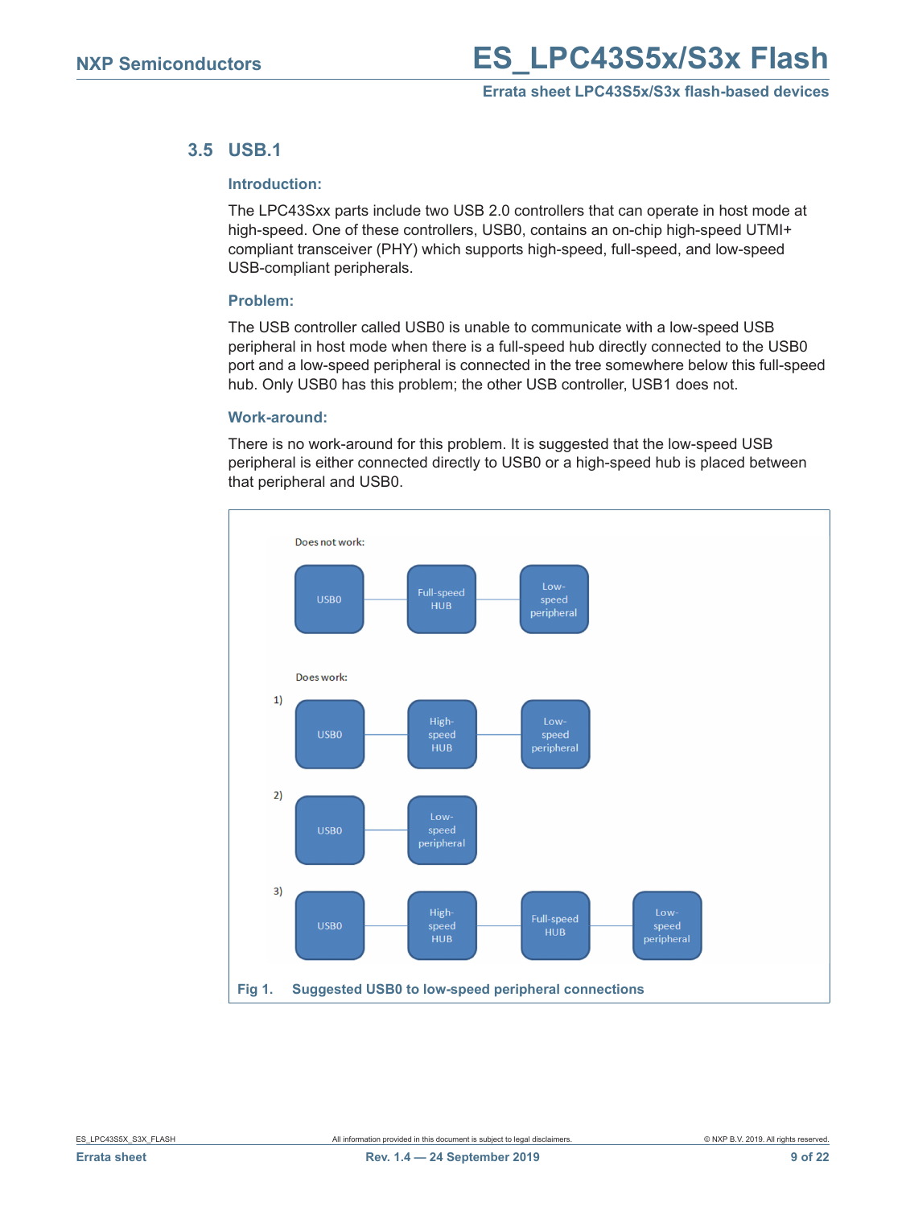## 3.5 USB.1

### Introduction:

The LPC43Sxx parts include two USB 2.0 controllers that can operate in host mode at high-speed. One of these controllers, USB0, contains an on-chip high-speed UTMI+ compliant transceiver (PHY) which supports high-speed, full-speed, and low-speed USB-compliant peripherals.

### Problem:

The USB controller called USB0 is unable to communicate with a low-speed USB peripheral in host mode when there is a full-speed hub directly connected to the USB0 port and a low-speed peripheral is connected in the tree somewhere below this full-speed hub. Only USB0 has this problem; the other USB controller, USB1 does not.

### Work-around:

There is no work-around for this problem. It is suggested that the low-speed USB peripheral is either connected directly to USB0 or a high-speed hub is placed between that peripheral and USB0.

Does not work:

USB0 — Full-speed HUB — Low-speed peripheral

Does work:

1) USB0 — High-speed HUB — Low-speed peripheral

2) USB0 — Low-speed peripheral

3) USB0 — High-speed HUB — Full-speed HUB — Low-speed peripheral

**Fig 1. Suggested USB0 to low-speed peripheral connections**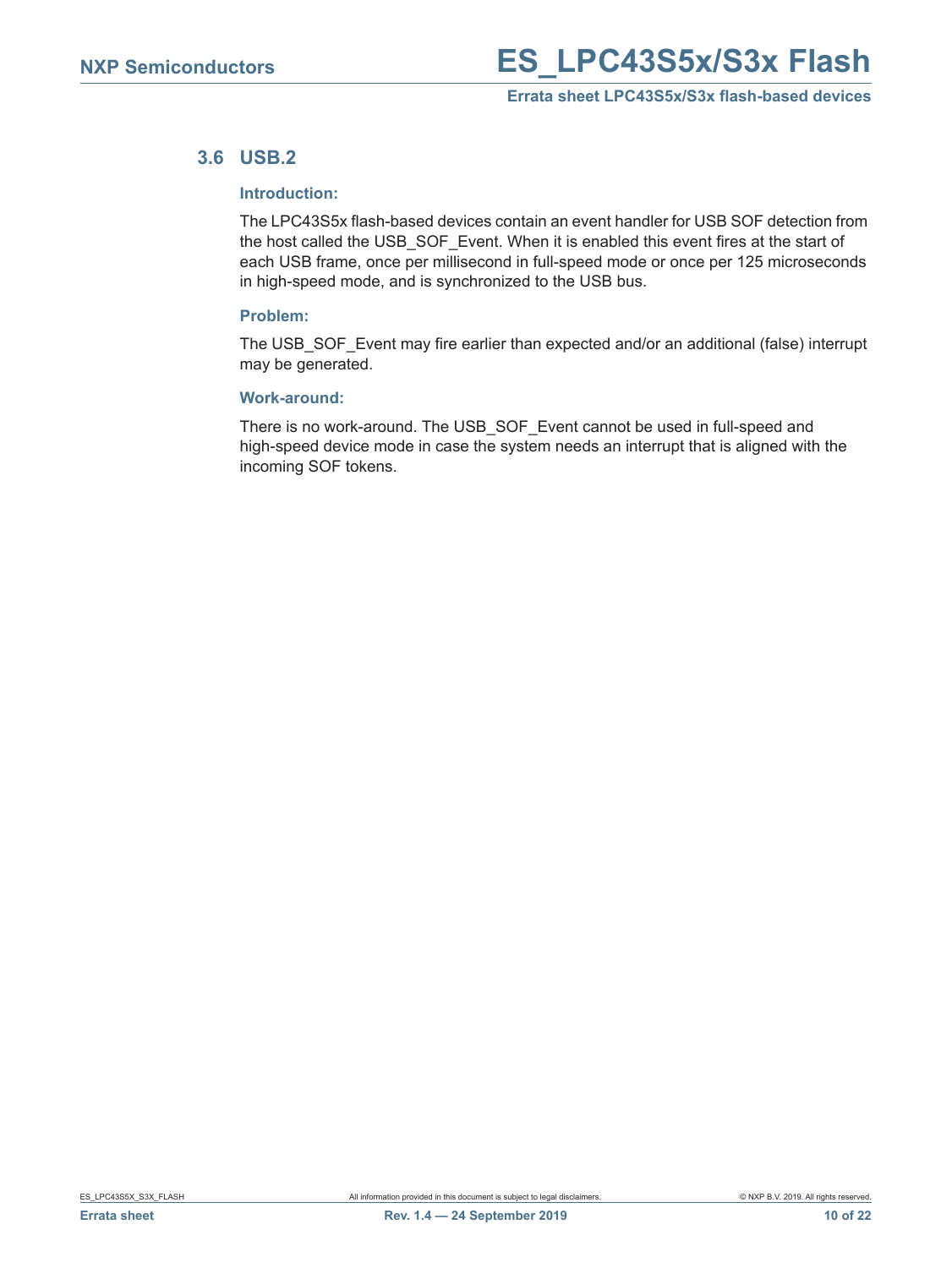## 3.6 USB.2

### Introduction:

The LPC43S5x flash-based devices contain an event handler for USB SOF detection from the host called the USB_SOF_Event. When it is enabled this event fires at the start of each USB frame, once per millisecond in full-speed mode or once per 125 microseconds in high-speed mode, and is synchronized to the USB bus.

### Problem:

The USB_SOF_Event may fire earlier than expected and/or an additional (false) interrupt may be generated.

### Work-around:

There is no work-around. The USB_SOF_Event cannot be used in full-speed and high-speed device mode in case the system needs an interrupt that is aligned with the incoming SOF tokens.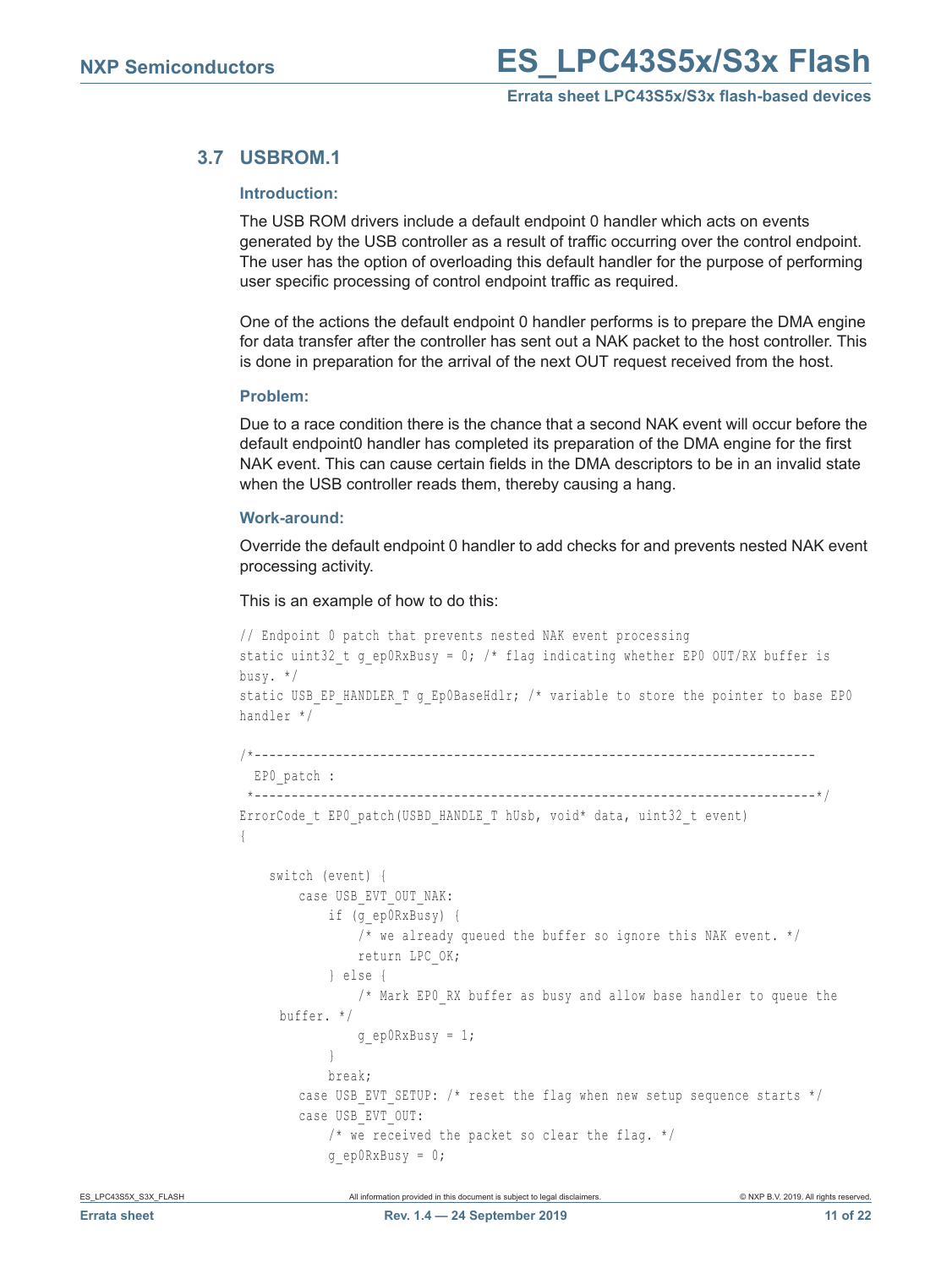### 3.7 USBROM.1

#### Introduction:

The USB ROM drivers include a default endpoint 0 handler which acts on events generated by the USB controller as a result of traffic occurring over the control endpoint. The user has the option of overloading this default handler for the purpose of performing user specific processing of control endpoint traffic as required.

One of the actions the default endpoint 0 handler performs is to prepare the DMA engine for data transfer after the controller has sent out a NAK packet to the host controller. This is done in preparation for the arrival of the next OUT request received from the host.

#### Problem:

Due to a race condition there is the chance that a second NAK event will occur before the default endpoint0 handler has completed its preparation of the DMA engine for the first NAK event. This can cause certain fields in the DMA descriptors to be in an invalid state when the USB controller reads them, thereby causing a hang.

#### Work-around:

Override the default endpoint 0 handler to add checks for and prevents nested NAK event processing activity.

This is an example of how to do this:

```
// Endpoint 0 patch that prevents nested NAK event processing
static uint32_t g_ep0RxBusy = 0; /* flag indicating whether EP0 OUT/RX buffer is 
busy. */
static USB_EP_HANDLER_T g_Ep0BaseHdlr; /* variable to store the pointer to base EP0 
handler */

/*----------------------------------------------------------------------------
  EP0_patch :
 *----------------------------------------------------------------------------*/
ErrorCode_t EP0_patch(USBD_HANDLE_T hUsb, void* data, uint32_t event)
{

    switch (event) {
        case USB_EVT_OUT_NAK:
            if (g_ep0RxBusy) {
                /* we already queued the buffer so ignore this NAK event. */
                return LPC_OK;
            } else {
                /* Mark EP0_RX buffer as busy and allow base handler to queue the 
     buffer. */
                g_ep0RxBusy = 1;
            }
            break;
        case USB_EVT_SETUP: /* reset the flag when new setup sequence starts */
        case USB_EVT_OUT:
            /* we received the packet so clear the flag. */
            g_ep0RxBusy = 0;
```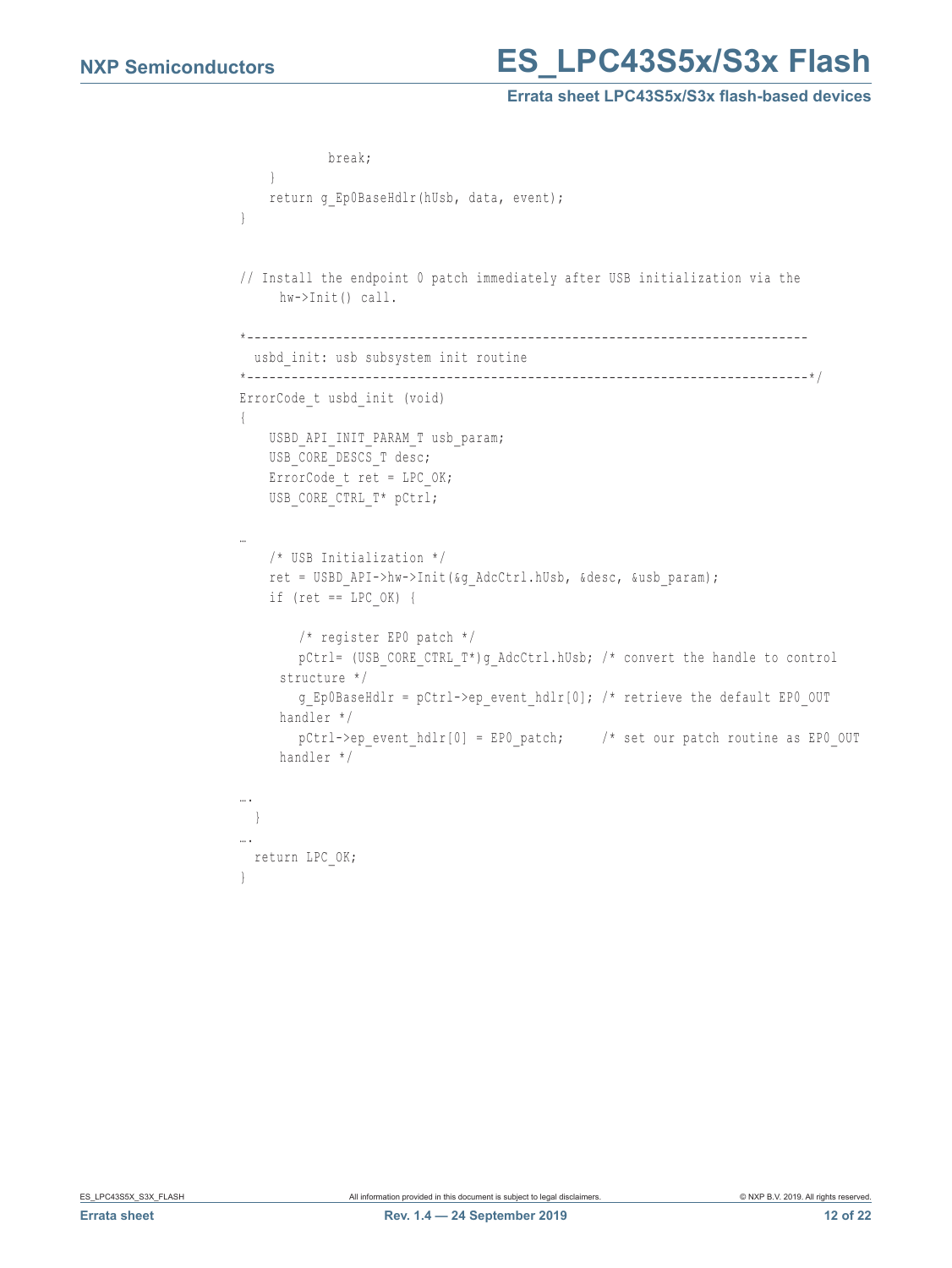```
            break;
    }
    return g_Ep0BaseHdlr(hUsb, data, event);
}


// Install the endpoint 0 patch immediately after USB initialization via the
     hw->Init() call.

*----------------------------------------------------------------------------
  usbd_init: usb subsystem init routine
*----------------------------------------------------------------------------*/
ErrorCode_t usbd_init (void)
{
    USBD_API_INIT_PARAM_T usb_param;
    USB_CORE_DESCS_T desc;
    ErrorCode_t ret = LPC_OK;
    USB_CORE_CTRL_T* pCtrl;

…
    /* USB Initialization */
    ret = USBD_API->hw->Init(&g_AdcCtrl.hUsb, &desc, &usb_param);
    if (ret == LPC_OK) {

        /* register EP0 patch */
        pCtrl= (USB_CORE_CTRL_T*)g_AdcCtrl.hUsb; /* convert the handle to control
     structure */
        g_Ep0BaseHdlr = pCtrl->ep_event_hdlr[0]; /* retrieve the default EP0_OUT
     handler */
        pCtrl->ep_event_hdlr[0] = EP0_patch;     /* set our patch routine as EP0_OUT
     handler */

….
  }
….
  return LPC_OK;
}
```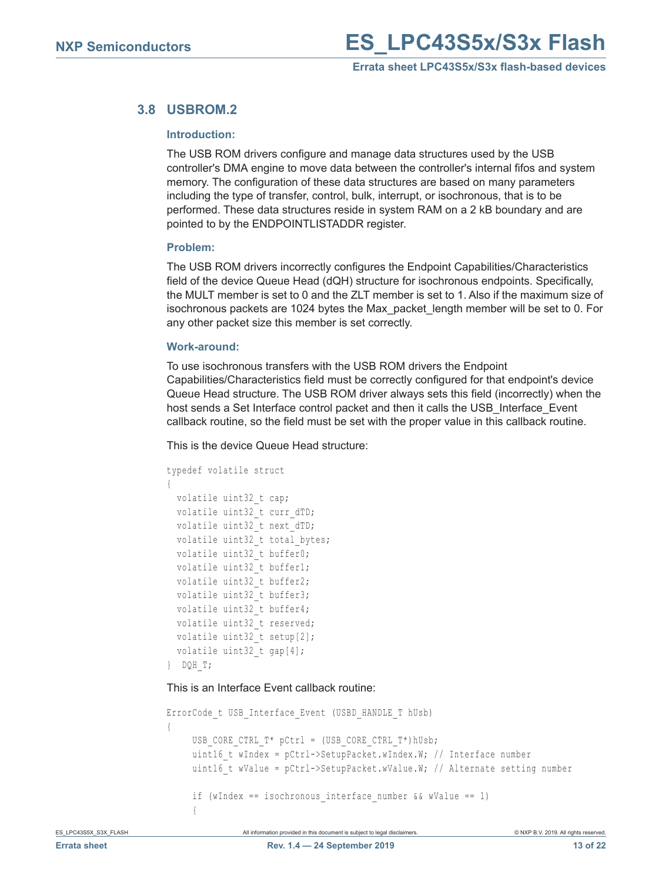## 3.8 USBROM.2

### Introduction:

The USB ROM drivers configure and manage data structures used by the USB controller's DMA engine to move data between the controller's internal fifos and system memory. The configuration of these data structures are based on many parameters including the type of transfer, control, bulk, interrupt, or isochronous, that is to be performed. These data structures reside in system RAM on a 2 kB boundary and are pointed to by the ENDPOINTLISTADDR register.

### Problem:

The USB ROM drivers incorrectly configures the Endpoint Capabilities/Characteristics field of the device Queue Head (dQH) structure for isochronous endpoints. Specifically, the MULT member is set to 0 and the ZLT member is set to 1. Also if the maximum size of isochronous packets are 1024 bytes the Max_packet_length member will be set to 0. For any other packet size this member is set correctly.

### Work-around:

To use isochronous transfers with the USB ROM drivers the Endpoint Capabilities/Characteristics field must be correctly configured for that endpoint's device Queue Head structure. The USB ROM driver always sets this field (incorrectly) when the host sends a Set Interface control packet and then it calls the USB_Interface_Event callback routine, so the field must be set with the proper value in this callback routine.

This is the device Queue Head structure:

```
typedef volatile struct
{
  volatile uint32_t cap;
  volatile uint32_t curr_dTD;
  volatile uint32_t next_dTD;
  volatile uint32_t total_bytes;
  volatile uint32_t buffer0;
  volatile uint32_t buffer1;
  volatile uint32_t buffer2;
  volatile uint32_t buffer3;
  volatile uint32_t buffer4;
  volatile uint32_t reserved;
  volatile uint32_t setup[2];
  volatile uint32_t gap[4];
}  DQH_T;
```

This is an Interface Event callback routine:

```
ErrorCode_t USB_Interface_Event (USBD_HANDLE_T hUsb)
{
     USB_CORE_CTRL_T* pCtrl = (USB_CORE_CTRL_T*)hUsb;
     uint16_t wIndex = pCtrl->SetupPacket.wIndex.W; // Interface number
     uint16_t wValue = pCtrl->SetupPacket.wValue.W; // Alternate setting number

     if (wIndex == isochronous_interface_number && wValue == 1)
     {
```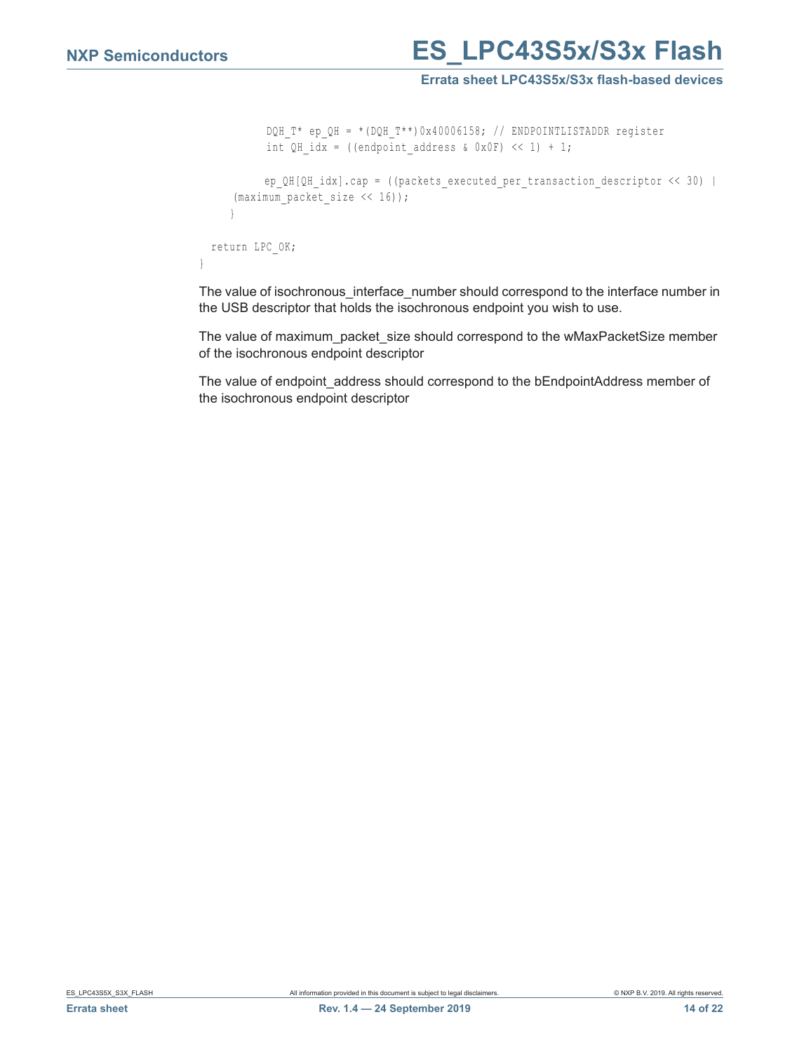```
        DQH_T* ep_QH = *(DQH_T**)0x40006158; // ENDPOINTLISTADDR register
        int QH_idx = ((endpoint_address & 0x0F) << 1) + 1;

        ep_QH[QH_idx].cap = ((packets_executed_per_transaction_descriptor << 30) |
    (maximum_packet_size << 16));
    }

  return LPC_OK;
}
```

The value of isochronous_interface_number should correspond to the interface number in the USB descriptor that holds the isochronous endpoint you wish to use.

The value of maximum_packet_size should correspond to the wMaxPacketSize member of the isochronous endpoint descriptor

The value of endpoint_address should correspond to the bEndpointAddress member of the isochronous endpoint descriptor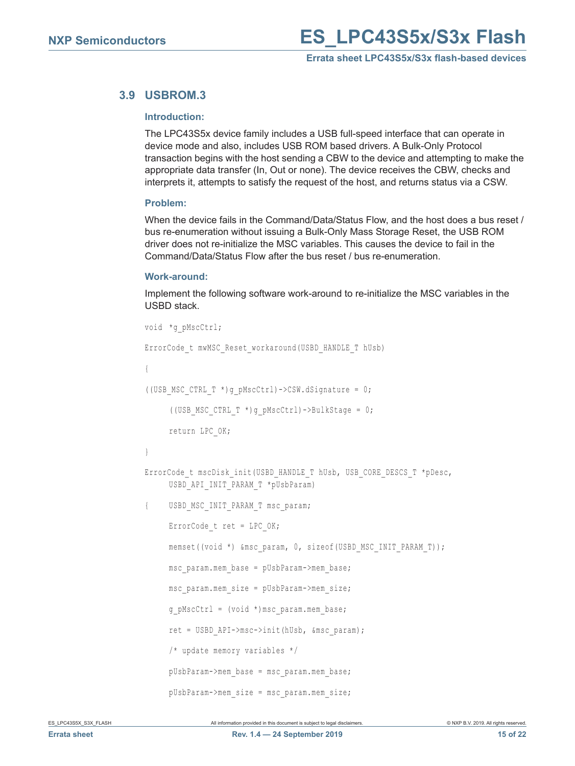## 3.9 USBROM.3

### Introduction:

The LPC43S5x device family includes a USB full-speed interface that can operate in device mode and also, includes USB ROM based drivers. A Bulk-Only Protocol transaction begins with the host sending a CBW to the device and attempting to make the appropriate data transfer (In, Out or none). The device receives the CBW, checks and interprets it, attempts to satisfy the request of the host, and returns status via a CSW.

### Problem:

When the device fails in the Command/Data/Status Flow, and the host does a bus reset / bus re-enumeration without issuing a Bulk-Only Mass Storage Reset, the USB ROM driver does not re-initialize the MSC variables. This causes the device to fail in the Command/Data/Status Flow after the bus reset / bus re-enumeration.

### Work-around:

Implement the following software work-around to re-initialize the MSC variables in the USBD stack.

```
void *g_pMscCtrl;

ErrorCode_t mwMSC_Reset_workaround(USBD_HANDLE_T hUsb)

{

((USB_MSC_CTRL_T *)g_pMscCtrl)->CSW.dSignature = 0;

    ((USB_MSC_CTRL_T *)g_pMscCtrl)->BulkStage = 0;

    return LPC_OK;

}

ErrorCode_t mscDisk_init(USBD_HANDLE_T hUsb, USB_CORE_DESCS_T *pDesc,
    USBD_API_INIT_PARAM_T *pUsbParam)

{   USBD_MSC_INIT_PARAM_T msc_param;

    ErrorCode_t ret = LPC_OK;

    memset((void *) &msc_param, 0, sizeof(USBD_MSC_INIT_PARAM_T));

    msc_param.mem_base = pUsbParam->mem_base;

    msc_param.mem_size = pUsbParam->mem_size;

    g_pMscCtrl = (void *)msc_param.mem_base;

    ret = USBD_API->msc->init(hUsb, &msc_param);

    /* update memory variables */

    pUsbParam->mem_base = msc_param.mem_base;

    pUsbParam->mem_size = msc_param.mem_size;
```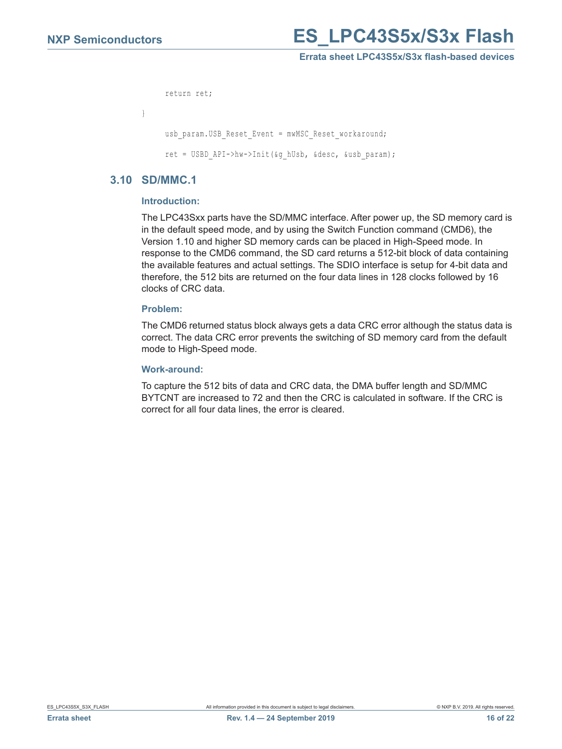```
        return ret;
}
        usb_param.USB_Reset_Event = mwMSC_Reset_workaround;
        ret = USBD_API->hw->Init(&g_hUsb, &desc, &usb_param);
```

## 3.10 SD/MMC.1

### Introduction:

The LPC43Sxx parts have the SD/MMC interface. After power up, the SD memory card is in the default speed mode, and by using the Switch Function command (CMD6), the Version 1.10 and higher SD memory cards can be placed in High-Speed mode. In response to the CMD6 command, the SD card returns a 512-bit block of data containing the available features and actual settings. The SDIO interface is setup for 4-bit data and therefore, the 512 bits are returned on the four data lines in 128 clocks followed by 16 clocks of CRC data.

### Problem:

The CMD6 returned status block always gets a data CRC error although the status data is correct. The data CRC error prevents the switching of SD memory card from the default mode to High-Speed mode.

### Work-around:

To capture the 512 bits of data and CRC data, the DMA buffer length and SD/MMC BYTCNT are increased to 72 and then the CRC is calculated in software. If the CRC is correct for all four data lines, the error is cleared.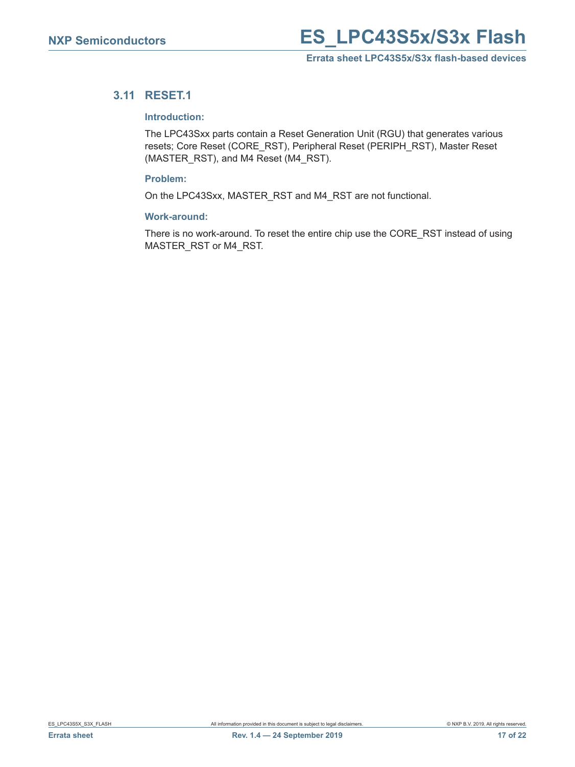### 3.11 RESET.1

#### Introduction:

The LPC43Sxx parts contain a Reset Generation Unit (RGU) that generates various resets; Core Reset (CORE_RST), Peripheral Reset (PERIPH_RST), Master Reset (MASTER_RST), and M4 Reset (M4_RST).

#### Problem:

On the LPC43Sxx, MASTER_RST and M4_RST are not functional.

#### Work-around:

There is no work-around. To reset the entire chip use the CORE_RST instead of using MASTER_RST or M4_RST.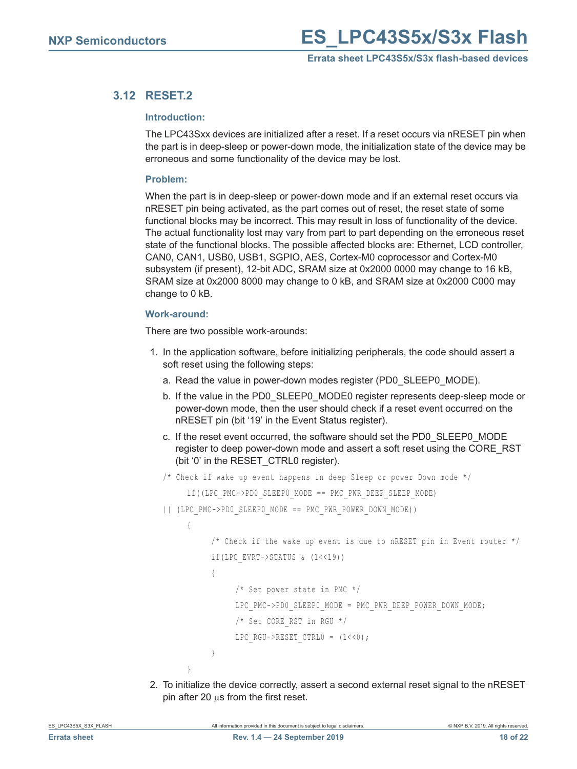## 3.12 RESET.2

### Introduction:

The LPC43Sxx devices are initialized after a reset. If a reset occurs via nRESET pin when the part is in deep-sleep or power-down mode, the initialization state of the device may be erroneous and some functionality of the device may be lost.

### Problem:

When the part is in deep-sleep or power-down mode and if an external reset occurs via nRESET pin being activated, as the part comes out of reset, the reset state of some functional blocks may be incorrect. This may result in loss of functionality of the device. The actual functionality lost may vary from part to part depending on the erroneous reset state of the functional blocks. The possible affected blocks are: Ethernet, LCD controller, CAN0, CAN1, USB0, USB1, SGPIO, AES, Cortex-M0 coprocessor and Cortex-M0 subsystem (if present), 12-bit ADC, SRAM size at 0x2000 0000 may change to 16 kB, SRAM size at 0x2000 8000 may change to 0 kB, and SRAM size at 0x2000 C000 may change to 0 kB.

### Work-around:

There are two possible work-arounds:

1. In the application software, before initializing peripherals, the code should assert a soft reset using the following steps:
   a. Read the value in power-down modes register (PD0_SLEEP0_MODE).
   b. If the value in the PD0_SLEEP0_MODE0 register represents deep-sleep mode or power-down mode, then the user should check if a reset event occurred on the nRESET pin (bit ‘19’ in the Event Status register).
   c. If the reset event occurred, the software should set the PD0_SLEEP0_MODE register to deep power-down mode and assert a soft reset using the CORE_RST (bit ‘0’ in the RESET_CTRL0 register).

```
/* Check if wake up event happens in deep Sleep or power Down mode */
    if((LPC_PMC->PD0_SLEEP0_MODE == PMC_PWR_DEEP_SLEEP_MODE)
|| (LPC_PMC->PD0_SLEEP0_MODE == PMC_PWR_POWER_DOWN_MODE))
    {
        /* Check if the wake up event is due to nRESET pin in Event router */
        if(LPC_EVRT->STATUS & (1<<19))
        {
            /* Set power state in PMC */
            LPC_PMC->PD0_SLEEP0_MODE = PMC_PWR_DEEP_POWER_DOWN_MODE;
            /* Set CORE_RST in RGU */
            LPC_RGU->RESET_CTRL0 = (1<<0);
        }
    }
```

2. To initialize the device correctly, assert a second external reset signal to the nRESET pin after 20 $\mu$s from the first reset.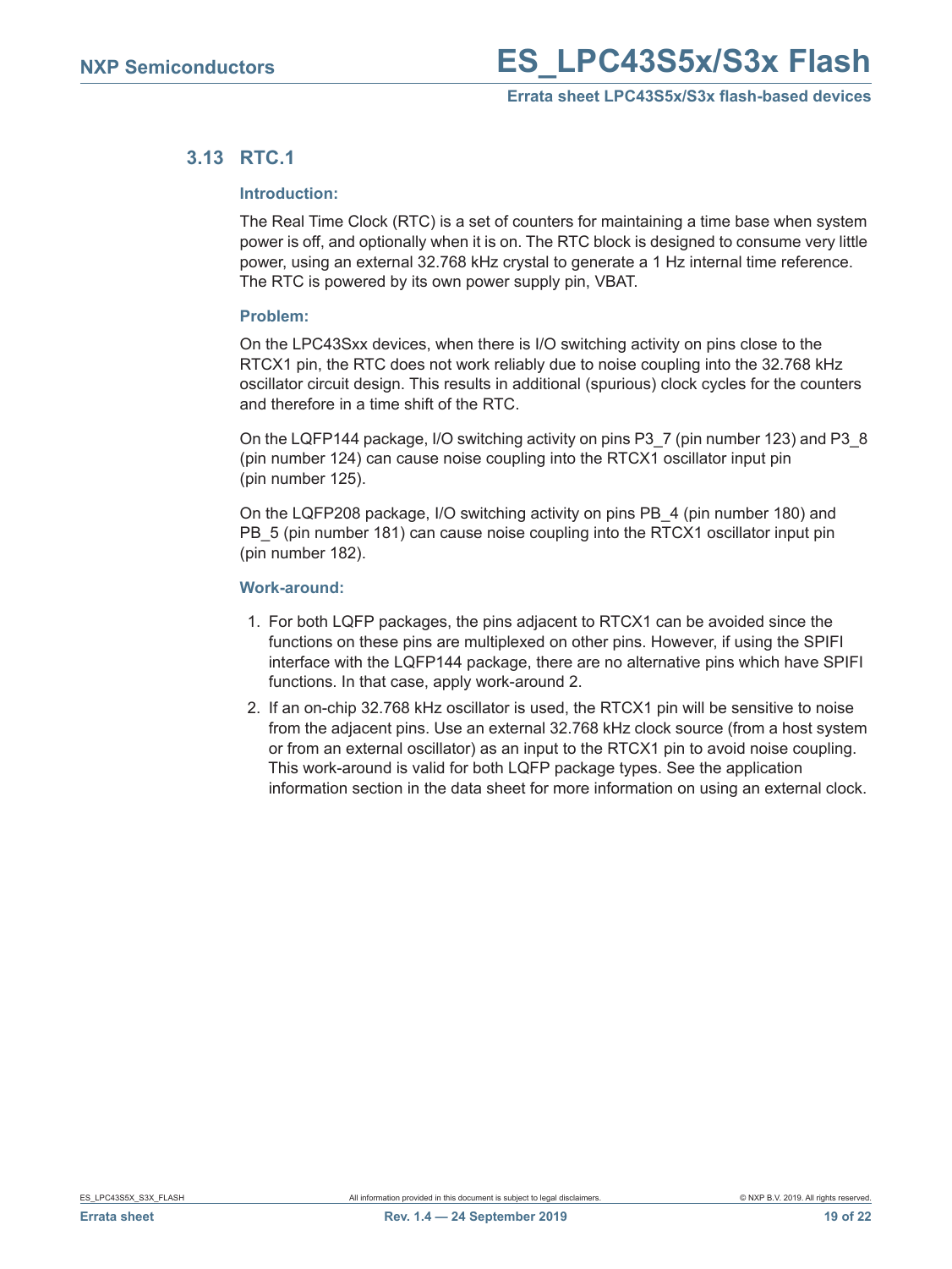### 3.13 RTC.1

**Introduction:**

The Real Time Clock (RTC) is a set of counters for maintaining a time base when system power is off, and optionally when it is on. The RTC block is designed to consume very little power, using an external 32.768 kHz crystal to generate a 1 Hz internal time reference. The RTC is powered by its own power supply pin, VBAT.

**Problem:**

On the LPC43Sxx devices, when there is I/O switching activity on pins close to the RTCX1 pin, the RTC does not work reliably due to noise coupling into the 32.768 kHz oscillator circuit design. This results in additional (spurious) clock cycles for the counters and therefore in a time shift of the RTC.

On the LQFP144 package, I/O switching activity on pins P3_7 (pin number 123) and P3_8 (pin number 124) can cause noise coupling into the RTCX1 oscillator input pin (pin number 125).

On the LQFP208 package, I/O switching activity on pins PB_4 (pin number 180) and PB_5 (pin number 181) can cause noise coupling into the RTCX1 oscillator input pin (pin number 182).

**Work-around:**

1. For both LQFP packages, the pins adjacent to RTCX1 can be avoided since the functions on these pins are multiplexed on other pins. However, if using the SPIFI interface with the LQFP144 package, there are no alternative pins which have SPIFI functions. In that case, apply work-around 2.
2. If an on-chip 32.768 kHz oscillator is used, the RTCX1 pin will be sensitive to noise from the adjacent pins. Use an external 32.768 kHz clock source (from a host system or from an external oscillator) as an input to the RTCX1 pin to avoid noise coupling. This work-around is valid for both LQFP package types. See the application information section in the data sheet for more information on using an external clock.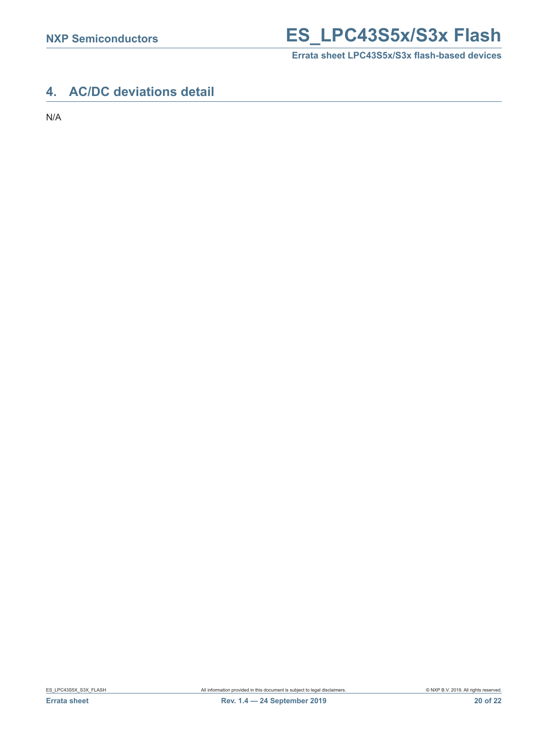# 4. AC/DC deviations detail

N/A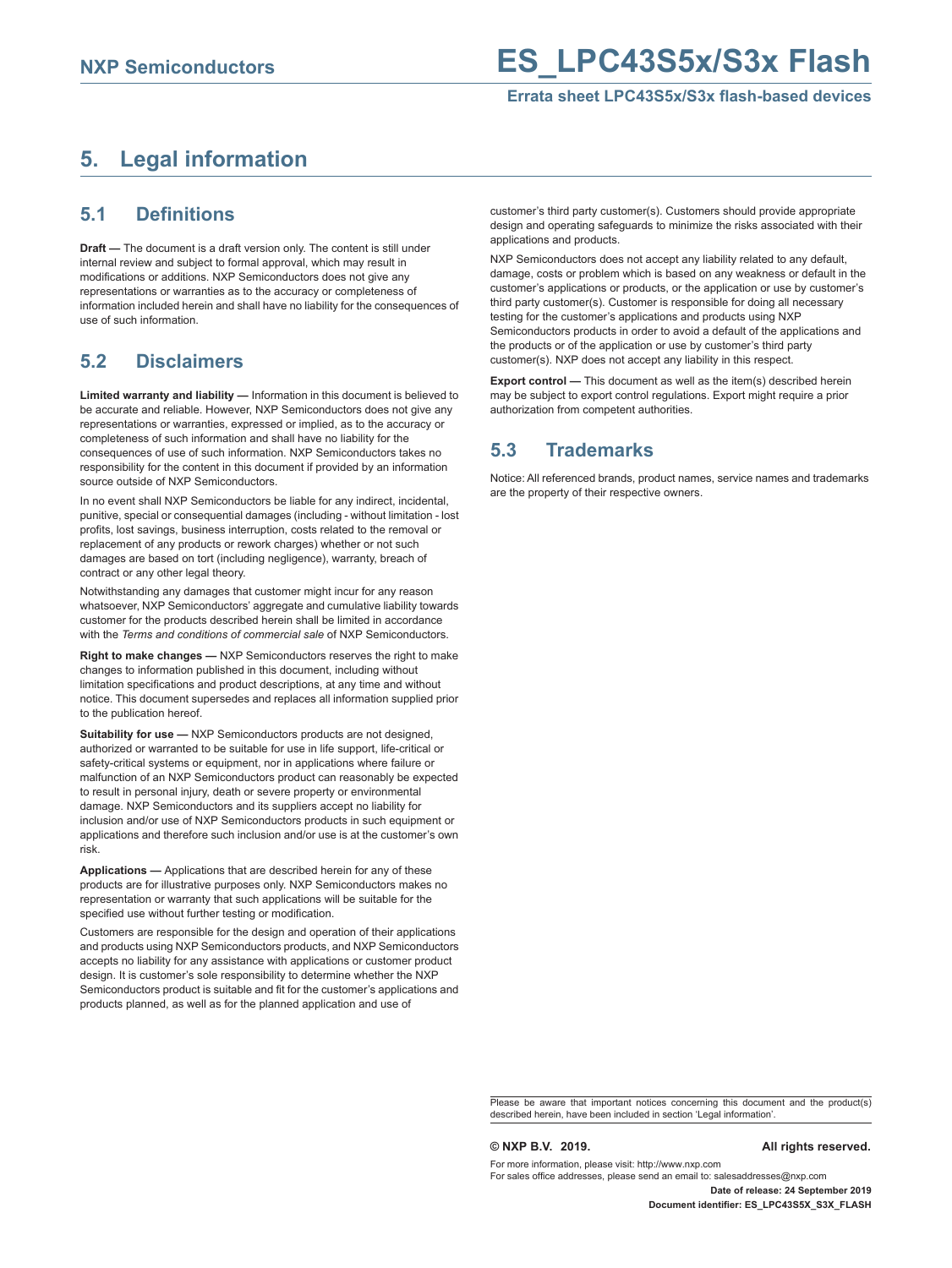# 5. Legal information

## 5.1 Definitions

**Draft —** The document is a draft version only. The content is still under internal review and subject to formal approval, which may result in modifications or additions. NXP Semiconductors does not give any representations or warranties as to the accuracy or completeness of information included herein and shall have no liability for the consequences of use of such information.

## 5.2 Disclaimers

**Limited warranty and liability —** Information in this document is believed to be accurate and reliable. However, NXP Semiconductors does not give any representations or warranties, expressed or implied, as to the accuracy or completeness of such information and shall have no liability for the consequences of use of such information. NXP Semiconductors takes no responsibility for the content in this document if provided by an information source outside of NXP Semiconductors.

In no event shall NXP Semiconductors be liable for any indirect, incidental, punitive, special or consequential damages (including - without limitation - lost profits, lost savings, business interruption, costs related to the removal or replacement of any products or rework charges) whether or not such damages are based on tort (including negligence), warranty, breach of contract or any other legal theory.

Notwithstanding any damages that customer might incur for any reason whatsoever, NXP Semiconductors' aggregate and cumulative liability towards customer for the products described herein shall be limited in accordance with the *Terms and conditions of commercial sale* of NXP Semiconductors.

**Right to make changes —** NXP Semiconductors reserves the right to make changes to information published in this document, including without limitation specifications and product descriptions, at any time and without notice. This document supersedes and replaces all information supplied prior to the publication hereof.

**Suitability for use —** NXP Semiconductors products are not designed, authorized or warranted to be suitable for use in life support, life-critical or safety-critical systems or equipment, nor in applications where failure or malfunction of an NXP Semiconductors product can reasonably be expected to result in personal injury, death or severe property or environmental damage. NXP Semiconductors and its suppliers accept no liability for inclusion and/or use of NXP Semiconductors products in such equipment or applications and therefore such inclusion and/or use is at the customer's own risk.

**Applications —** Applications that are described herein for any of these products are for illustrative purposes only. NXP Semiconductors makes no representation or warranty that such applications will be suitable for the specified use without further testing or modification.

Customers are responsible for the design and operation of their applications and products using NXP Semiconductors products, and NXP Semiconductors accepts no liability for any assistance with applications or customer product design. It is customer's sole responsibility to determine whether the NXP Semiconductors product is suitable and fit for the customer's applications and products planned, as well as for the planned application and use of customer's third party customer(s). Customers should provide appropriate design and operating safeguards to minimize the risks associated with their applications and products.

NXP Semiconductors does not accept any liability related to any default, damage, costs or problem which is based on any weakness or default in the customer's applications or products, or the application or use by customer's third party customer(s). Customer is responsible for doing all necessary testing for the customer's applications and products using NXP Semiconductors products in order to avoid a default of the applications and the products or of the application or use by customer's third party customer(s). NXP does not accept any liability in this respect.

**Export control —** This document as well as the item(s) described herein may be subject to export control regulations. Export might require a prior authorization from competent authorities.

## 5.3 Trademarks

Notice: All referenced brands, product names, service names and trademarks are the property of their respective owners.

Please be aware that important notices concerning this document and the product(s) described herein, have been included in section 'Legal information'.

**© NXP B.V. 2019.** **All rights reserved.**

For more information, please visit: http://www.nxp.com
For sales office addresses, please send an email to: salesaddresses@nxp.com

**Date of release: 24 September 2019**
**Document identifier: ES_LPC43S5X_S3X_FLASH**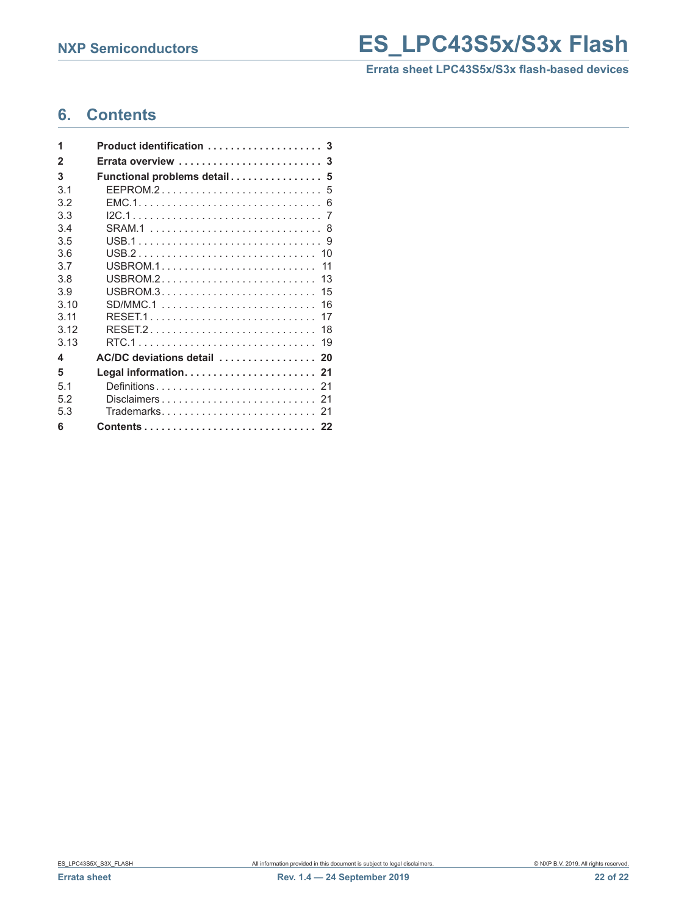## 6. Contents

| | | |
|---|---|---|
| **1** | **Product identification** | **3** |
| **2** | **Errata overview** | **3** |
| **3** | **Functional problems detail** | **5** |
| 3.1 | EEPROM.2 | 5 |
| 3.2 | EMC.1 | 6 |
| 3.3 | I2C.1 | 7 |
| 3.4 | SRAM.1 | 8 |
| 3.5 | USB.1 | 9 |
| 3.6 | USB.2 | 10 |
| 3.7 | USBROM.1 | 11 |
| 3.8 | USBROM.2 | 13 |
| 3.9 | USBROM.3 | 15 |
| 3.10 | SD/MMC.1 | 16 |
| 3.11 | RESET.1 | 17 |
| 3.12 | RESET.2 | 18 |
| 3.13 | RTC.1 | 19 |
| **4** | **AC/DC deviations detail** | **20** |
| **5** | **Legal information** | **21** |
| 5.1 | Definitions | 21 |
| 5.2 | Disclaimers | 21 |
| 5.3 | Trademarks | 21 |
| **6** | **Contents** | **22** |